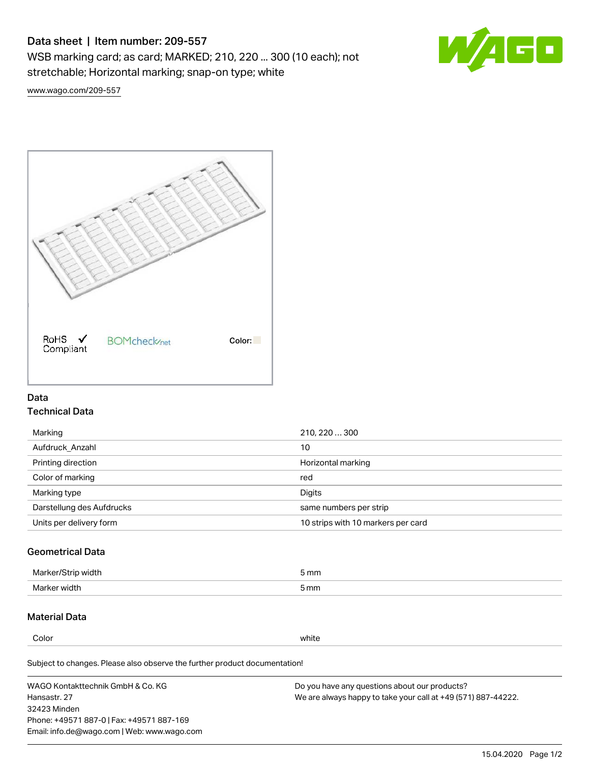# Data sheet | Item number: 209-557

WSB marking card; as card; MARKED; 210, 220 ... 300 (10 each); not stretchable; Horizontal marking; snap-on type; white

www.wago.com/209-557

RoHS Compliant  BOMcheck.net  Color:

## Data

### Technical Data

| | |
|---|---|
| Marking | 210, 220 ... 300 |
| Aufdruck_Anzahl | 10 |
| Printing direction | Horizontal marking |
| Color of marking | red |
| Marking type | Digits |
| Darstellung des Aufdrucks | same numbers per strip |
| Units per delivery form | 10 strips with 10 markers per card |

### Geometrical Data

| | |
|---|---|
| Marker/Strip width | 5 mm |
| Marker width | 5 mm |

### Material Data

| | |
|---|---|
| Color | white |

Subject to changes. Please also observe the further product documentation!

WAGO Kontakttechnik GmbH & Co. KG
Hansastr. 27
32423 Minden
Phone: +49571 887-0 | Fax: +49571 887-169
Email: info.de@wago.com | Web: www.wago.com

Do you have any questions about our products?
We are always happy to take your call at +49 (571) 887-44222.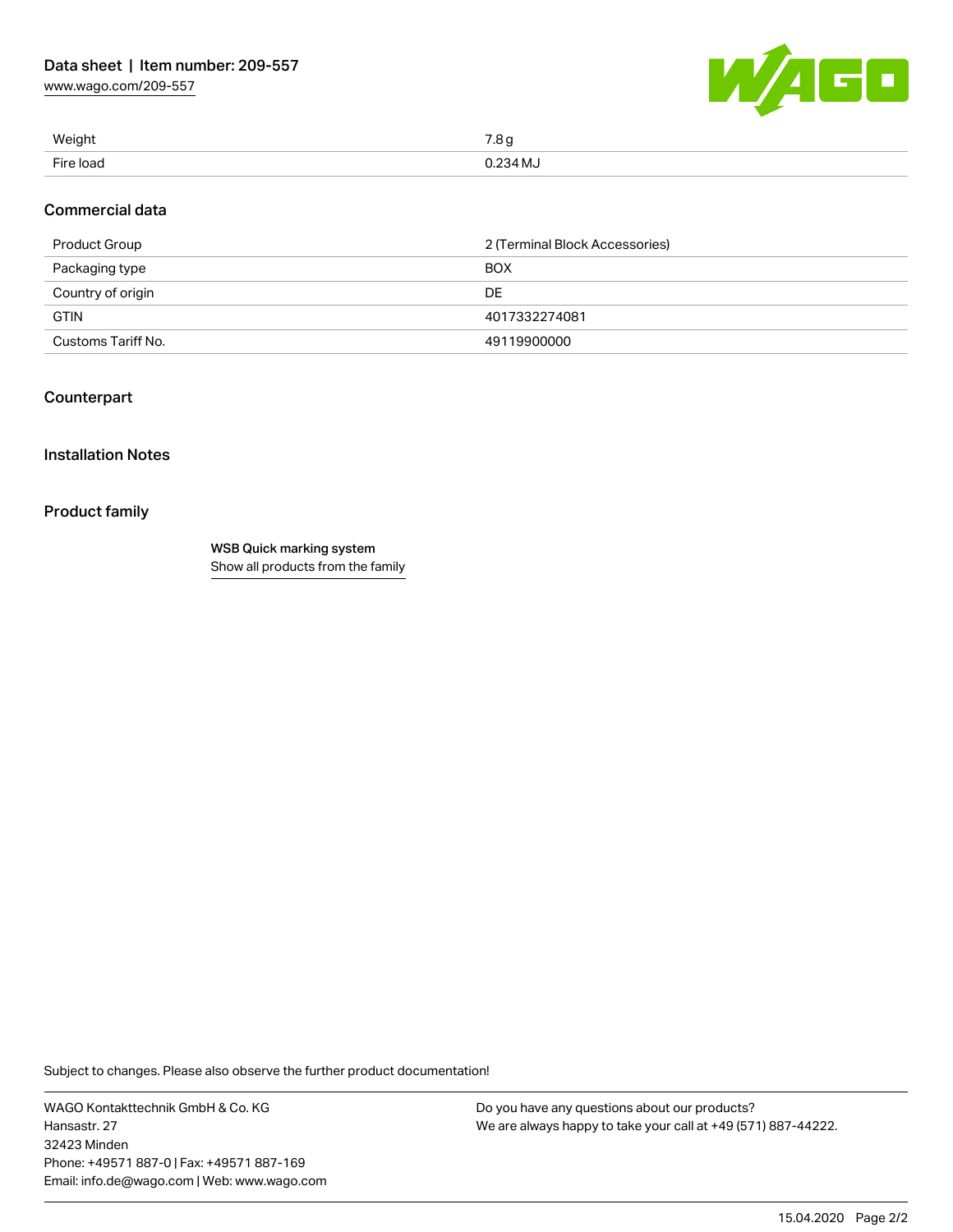| | |
|---|---|
| Weight | 7.8 g |
| Fire load | 0.234 MJ |

## Commercial data

| | |
|---|---|
| Product Group | 2 (Terminal Block Accessories) |
| Packaging type | BOX |
| Country of origin | DE |
| GTIN | 4017332274081 |
| Customs Tariff No. | 49119900000 |

## Counterpart

## Installation Notes

## Product family

WSB Quick marking system
Show all products from the family

Subject to changes. Please also observe the further product documentation!

WAGO Kontakttechnik GmbH & Co. KG
Hansastr. 27
32423 Minden
Phone: +49571 887-0 | Fax: +49571 887-169
Email: info.de@wago.com | Web: www.wago.com

Do you have any questions about our products?
We are always happy to take your call at +49 (571) 887-44222.

15.04.2020